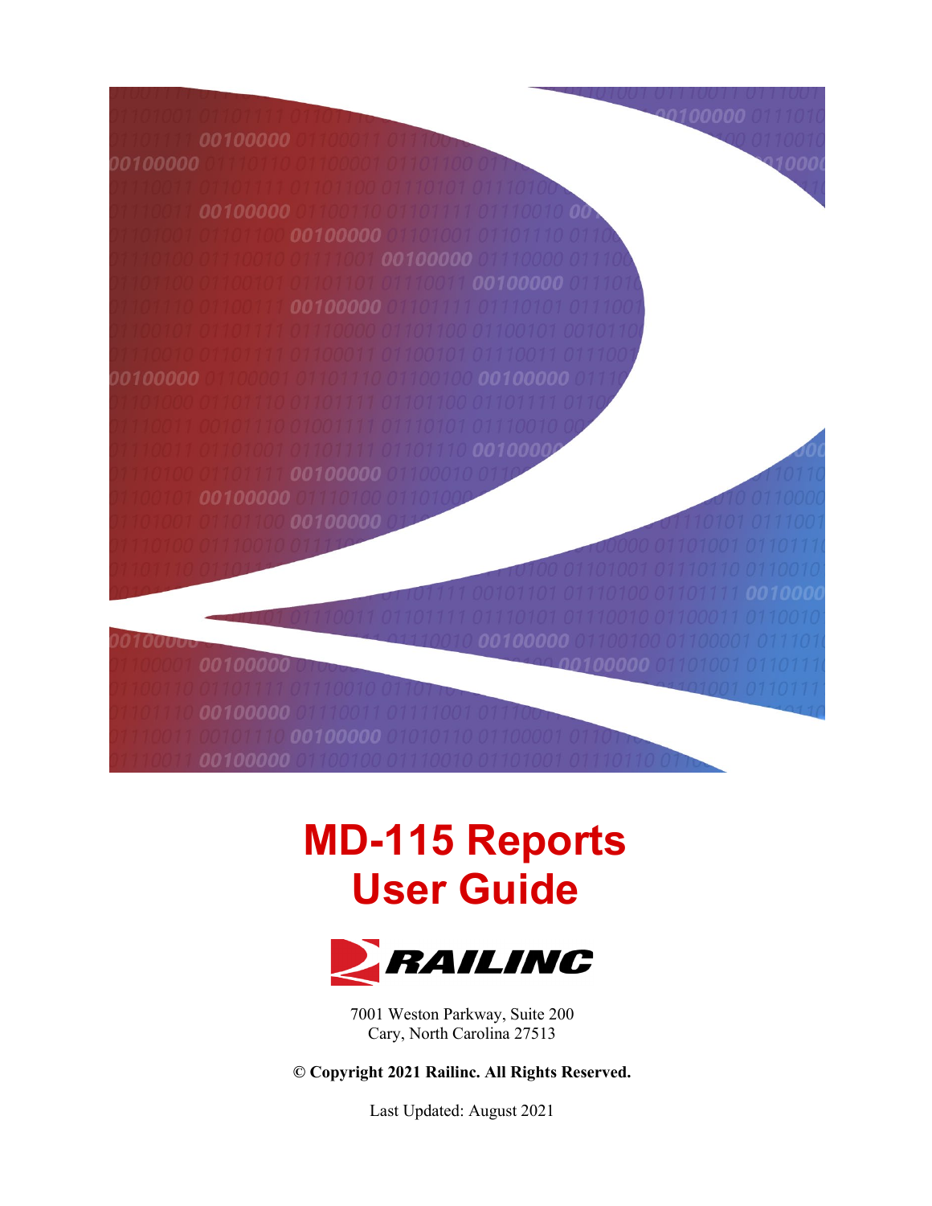# MD-115 Reports User Guide

RAILINC

7001 Weston Parkway, Suite 200
Cary, North Carolina 27513

**© Copyright 2021 Railinc. All Rights Reserved.**

Last Updated: August 2021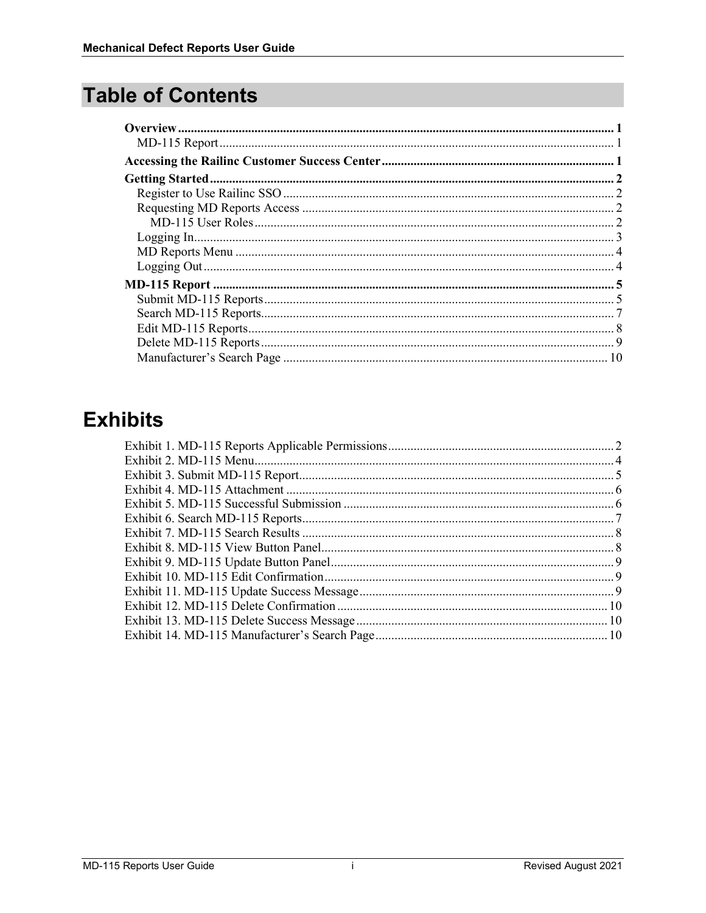# Table of Contents

**Overview** ........ 1
- MD-115 Report ........ 1

**Accessing the Railinc Customer Success Center** ........ 1

**Getting Started** ........ 2
- Register to Use Railinc SSO ........ 2
- Requesting MD Reports Access ........ 2
  - MD-115 User Roles ........ 2
- Logging In ........ 3
- MD Reports Menu ........ 4
- Logging Out ........ 4

**MD-115 Report** ........ 5
- Submit MD-115 Reports ........ 5
- Search MD-115 Reports ........ 7
- Edit MD-115 Reports ........ 8
- Delete MD-115 Reports ........ 9
- Manufacturer's Search Page ........ 10

# Exhibits

Exhibit 1. MD-115 Reports Applicable Permissions ........ 2
Exhibit 2. MD-115 Menu ........ 4
Exhibit 3. Submit MD-115 Report ........ 5
Exhibit 4. MD-115 Attachment ........ 6
Exhibit 5. MD-115 Successful Submission ........ 6
Exhibit 6. Search MD-115 Reports ........ 7
Exhibit 7. MD-115 Search Results ........ 8
Exhibit 8. MD-115 View Button Panel ........ 8
Exhibit 9. MD-115 Update Button Panel ........ 9
Exhibit 10. MD-115 Edit Confirmation ........ 9
Exhibit 11. MD-115 Update Success Message ........ 9
Exhibit 12. MD-115 Delete Confirmation ........ 10
Exhibit 13. MD-115 Delete Success Message ........ 10
Exhibit 14. MD-115 Manufacturer's Search Page ........ 10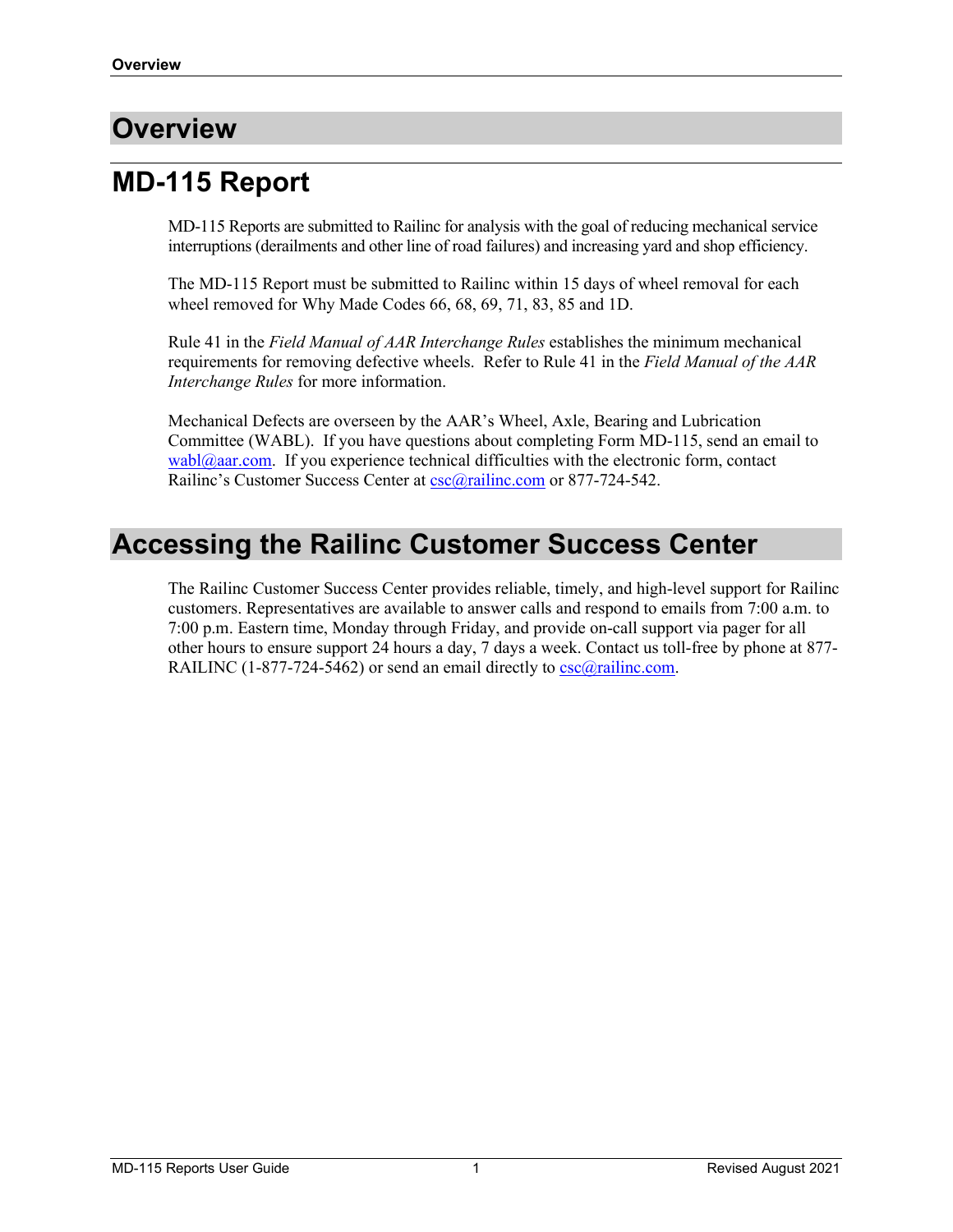# Overview

## MD-115 Report

MD-115 Reports are submitted to Railinc for analysis with the goal of reducing mechanical service interruptions (derailments and other line of road failures) and increasing yard and shop efficiency.

The MD-115 Report must be submitted to Railinc within 15 days of wheel removal for each wheel removed for Why Made Codes 66, 68, 69, 71, 83, 85 and 1D.

Rule 41 in the *Field Manual of AAR Interchange Rules* establishes the minimum mechanical requirements for removing defective wheels. Refer to Rule 41 in the *Field Manual of the AAR Interchange Rules* for more information.

Mechanical Defects are overseen by the AAR's Wheel, Axle, Bearing and Lubrication Committee (WABL). If you have questions about completing Form MD-115, send an email to wabl@aar.com. If you experience technical difficulties with the electronic form, contact Railinc's Customer Success Center at csc@railinc.com or 877-724-542.

# Accessing the Railinc Customer Success Center

The Railinc Customer Success Center provides reliable, timely, and high-level support for Railinc customers. Representatives are available to answer calls and respond to emails from 7:00 a.m. to 7:00 p.m. Eastern time, Monday through Friday, and provide on-call support via pager for all other hours to ensure support 24 hours a day, 7 days a week. Contact us toll-free by phone at 877-RAILINC (1-877-724-5462) or send an email directly to csc@railinc.com.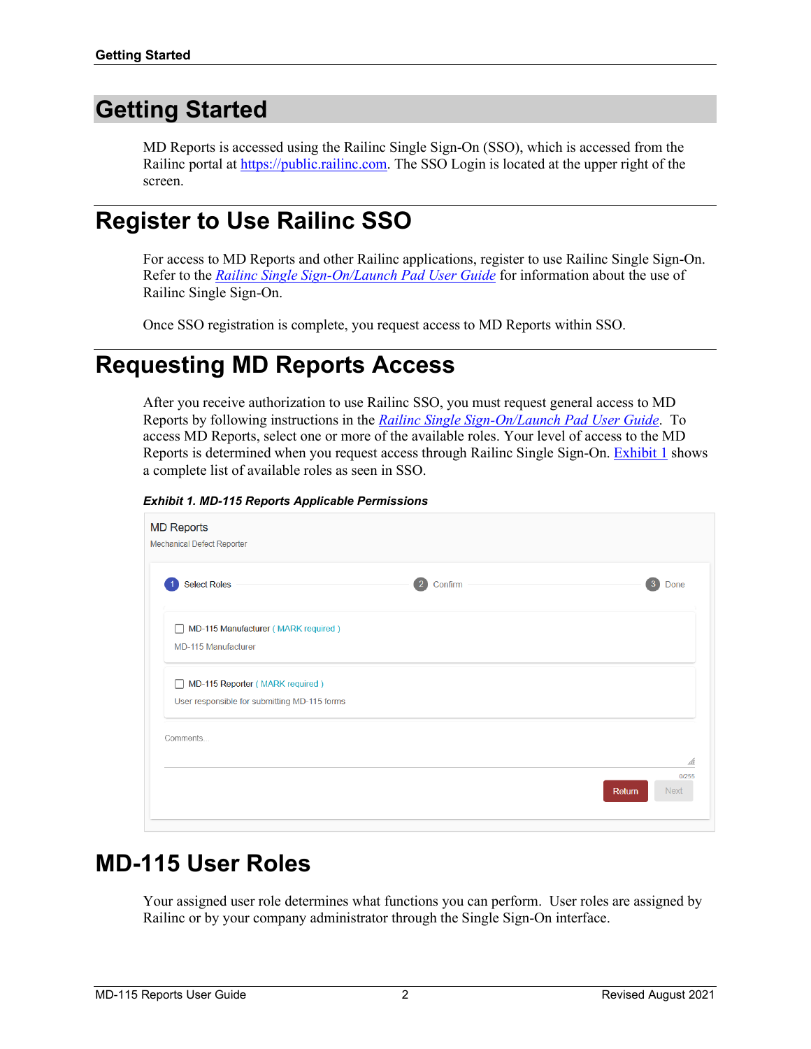# Getting Started

MD Reports is accessed using the Railinc Single Sign-On (SSO), which is accessed from the Railinc portal at https://public.railinc.com. The SSO Login is located at the upper right of the screen.

# Register to Use Railinc SSO

For access to MD Reports and other Railinc applications, register to use Railinc Single Sign-On. Refer to the *Railinc Single Sign-On/Launch Pad User Guide* for information about the use of Railinc Single Sign-On.

Once SSO registration is complete, you request access to MD Reports within SSO.

# Requesting MD Reports Access

After you receive authorization to use Railinc SSO, you must request general access to MD Reports by following instructions in the *Railinc Single Sign-On/Launch Pad User Guide*. To access MD Reports, select one or more of the available roles. Your level of access to the MD Reports is determined when you request access through Railinc Single Sign-On. Exhibit 1 shows a complete list of available roles as seen in SSO.

***Exhibit 1. MD-115 Reports Applicable Permissions***

MD Reports
Mechanical Defect Reporter

1 Select Roles — 2 Confirm — 3 Done

☐ MD-115 Manufacturer ( MARK required )
MD-115 Manufacturer

☐ MD-115 Reporter ( MARK required )
User responsible for submitting MD-115 forms

Comments...
0/255

Return | Next

# MD-115 User Roles

Your assigned user role determines what functions you can perform. User roles are assigned by Railinc or by your company administrator through the Single Sign-On interface.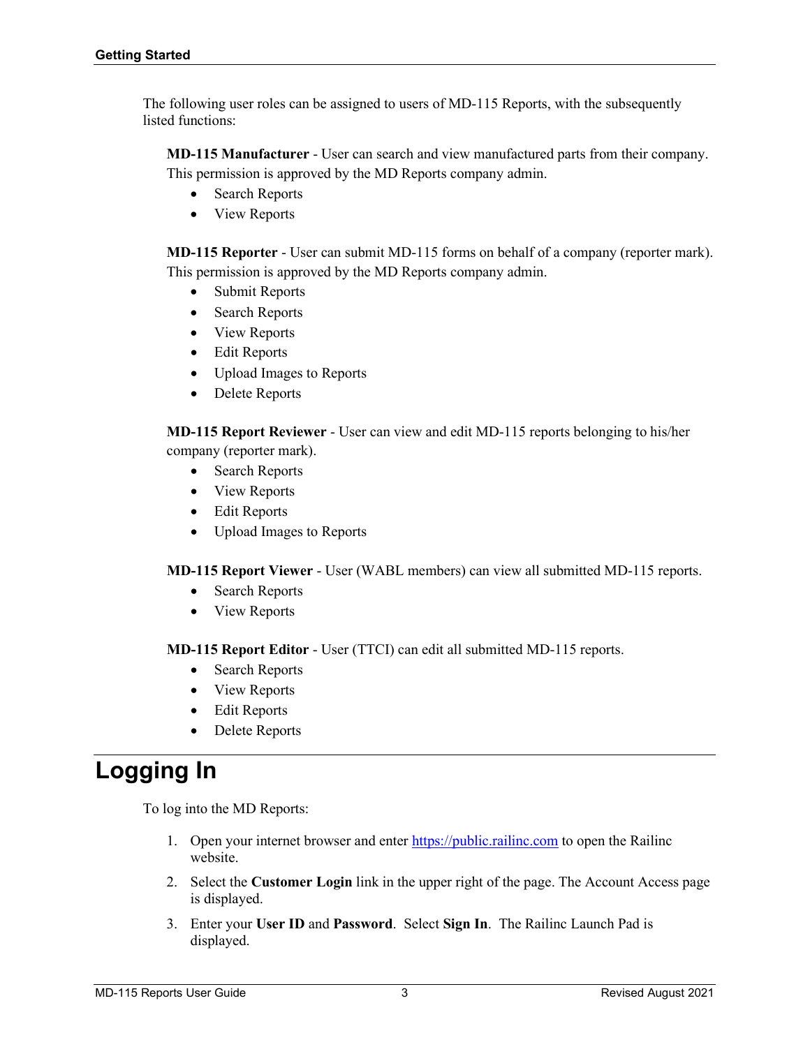The following user roles can be assigned to users of MD-115 Reports, with the subsequently listed functions:

**MD-115 Manufacturer** - User can search and view manufactured parts from their company. This permission is approved by the MD Reports company admin.

- Search Reports
- View Reports

**MD-115 Reporter** - User can submit MD-115 forms on behalf of a company (reporter mark). This permission is approved by the MD Reports company admin.

- Submit Reports
- Search Reports
- View Reports
- Edit Reports
- Upload Images to Reports
- Delete Reports

**MD-115 Report Reviewer** - User can view and edit MD-115 reports belonging to his/her company (reporter mark).

- Search Reports
- View Reports
- Edit Reports
- Upload Images to Reports

**MD-115 Report Viewer** - User (WABL members) can view all submitted MD-115 reports.

- Search Reports
- View Reports

**MD-115 Report Editor** - User (TTCI) can edit all submitted MD-115 reports.

- Search Reports
- View Reports
- Edit Reports
- Delete Reports

# Logging In

To log into the MD Reports:

1. Open your internet browser and enter https://public.railinc.com to open the Railinc website.
2. Select the **Customer Login** link in the upper right of the page. The Account Access page is displayed.
3. Enter your **User ID** and **Password**. Select **Sign In**. The Railinc Launch Pad is displayed.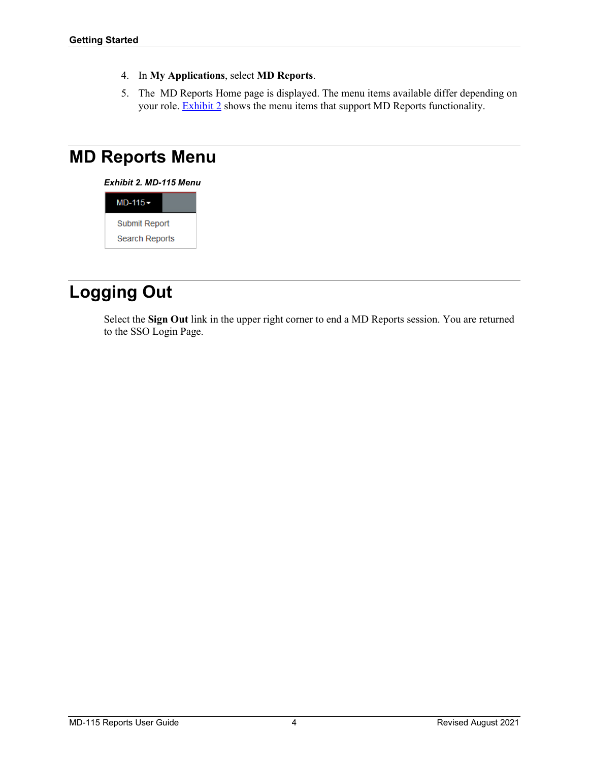4. In **My Applications**, select **MD Reports**.
5. The MD Reports Home page is displayed. The menu items available differ depending on your role. Exhibit 2 shows the menu items that support MD Reports functionality.

# MD Reports Menu

***Exhibit 2. MD-115 Menu***

MD-115▾

- Submit Report
- Search Reports

# Logging Out

Select the **Sign Out** link in the upper right corner to end a MD Reports session. You are returned to the SSO Login Page.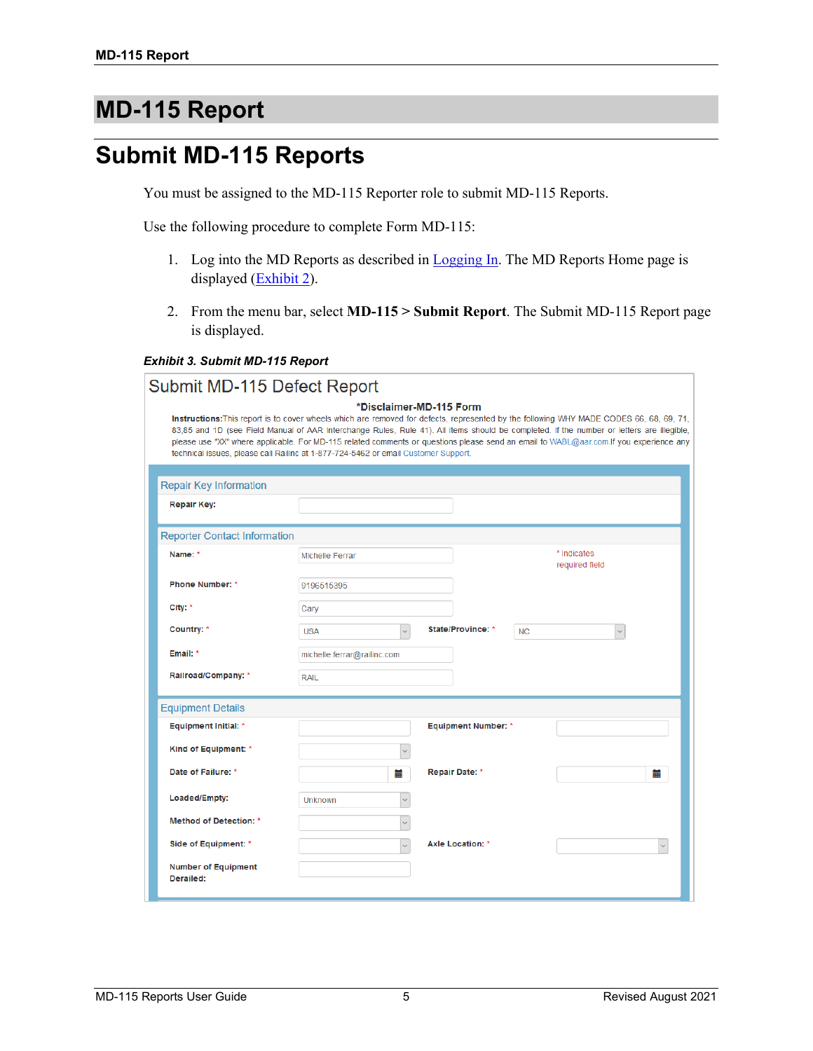# MD-115 Report

## Submit MD-115 Reports

You must be assigned to the MD-115 Reporter role to submit MD-115 Reports.

Use the following procedure to complete Form MD-115:

1. Log into the MD Reports as described in Logging In. The MD Reports Home page is displayed (Exhibit 2).

2. From the menu bar, select **MD-115 > Submit Report**. The Submit MD-115 Report page is displayed.

***Exhibit 3. Submit MD-115 Report***

Submit MD-115 Defect Report

*Disclaimer-MD-115 Form

**Instructions:**This report is to cover wheels which are removed for defects, represented by the following WHY MADE CODES 66, 68, 69, 71, 83,85 and 1D (see Field Manual of AAR Interchange Rules, Rule 41). All items should be completed. If the number or letters are illegible, please use "XX" where applicable. For MD-115 related comments or questions please send an email to WABL@aar.com If you experience any technical issues, please call Railinc at 1-877-724-5462 or email Customer Support.

**Repair Key Information**

| Field | Value |
|---|---|
| Repair Key: | |

**Reporter Contact Information**

* Indicates required field

| Field | Value | Field | Value |
|---|---|---|---|
| Name: * | Michelle Ferrar | | |
| Phone Number: * | 9196516395 | | |
| City: * | Cary | | |
| Country: * | USA | State/Province: * | NC |
| Email: * | michelle.ferrar@railinc.com | | |
| Railroad/Company: * | RAIL | | |

**Equipment Details**

| Field | Value | Field | Value |
|---|---|---|---|
| Equipment Initial: * | | Equipment Number: * | |
| Kind of Equipment: * | | | |
| Date of Failure: * | | Repair Date: * | |
| Loaded/Empty: | Unknown | | |
| Method of Detection: * | | | |
| Side of Equipment: * | | Axle Location: * | |
| Number of Equipment Derailed: | | | |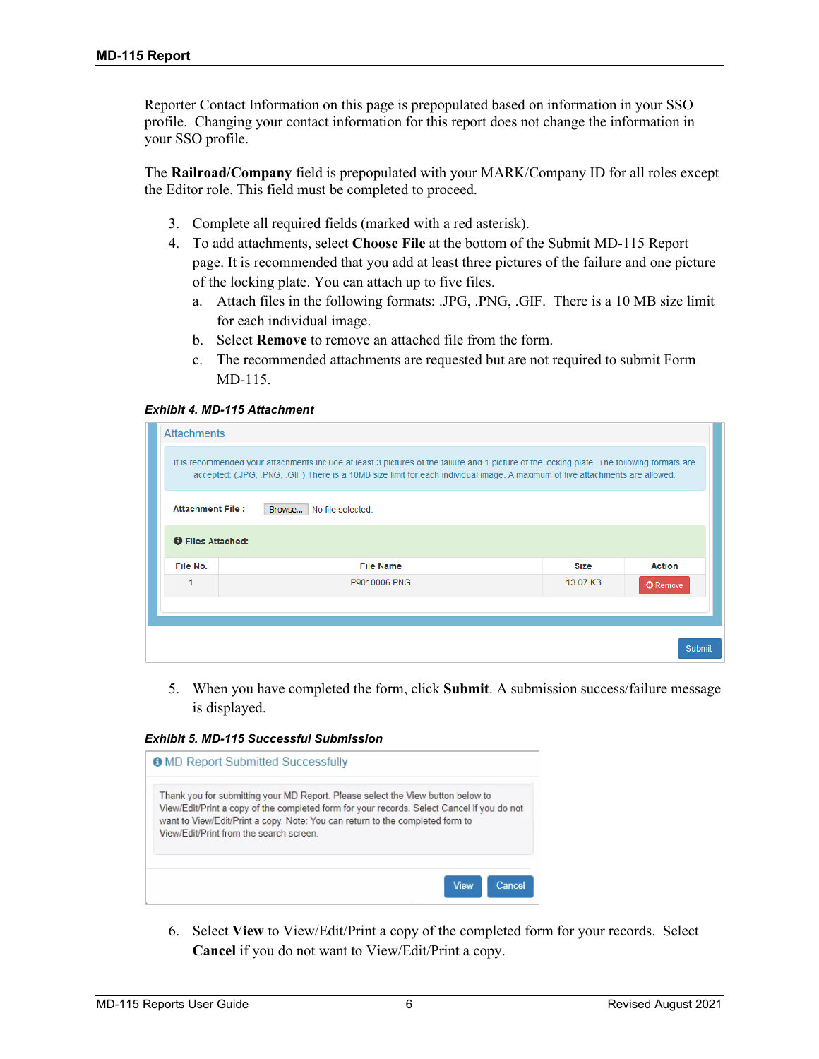Reporter Contact Information on this page is prepopulated based on information in your SSO profile. Changing your contact information for this report does not change the information in your SSO profile.

The **Railroad/Company** field is prepopulated with your MARK/Company ID for all roles except the Editor role. This field must be completed to proceed.

3. Complete all required fields (marked with a red asterisk).
4. To add attachments, select **Choose File** at the bottom of the Submit MD-115 Report page. It is recommended that you add at least three pictures of the failure and one picture of the locking plate. You can attach up to five files.
   a. Attach files in the following formats: .JPG, .PNG, .GIF. There is a 10 MB size limit for each individual image.
   b. Select **Remove** to remove an attached file from the form.
   c. The recommended attachments are requested but are not required to submit Form MD-115.

***Exhibit 4. MD-115 Attachment***

Attachments

It is recommended your attachments include at least 3 pictures of the failure and 1 picture of the locking plate. The following formats are accepted: (.JPG, .PNG, .GIF) There is a 10MB size limit for each individual image. A maximum of five attachments are allowed.

Attachment File : Browse... No file selected.

Files Attached:

| File No. | File Name | Size | Action |
|---|---|---|---|
| 1 | P9010006.PNG | 13.07 KB | Remove |

Submit

5. When you have completed the form, click **Submit**. A submission success/failure message is displayed.

***Exhibit 5. MD-115 Successful Submission***

MD Report Submitted Successfully

Thank you for submitting your MD Report. Please select the View button below to View/Edit/Print a copy of the completed form for your records. Select Cancel if you do not want to View/Edit/Print a copy. Note: You can return to the completed form to View/Edit/Print from the search screen.

View Cancel

6. Select **View** to View/Edit/Print a copy of the completed form for your records. Select **Cancel** if you do not want to View/Edit/Print a copy.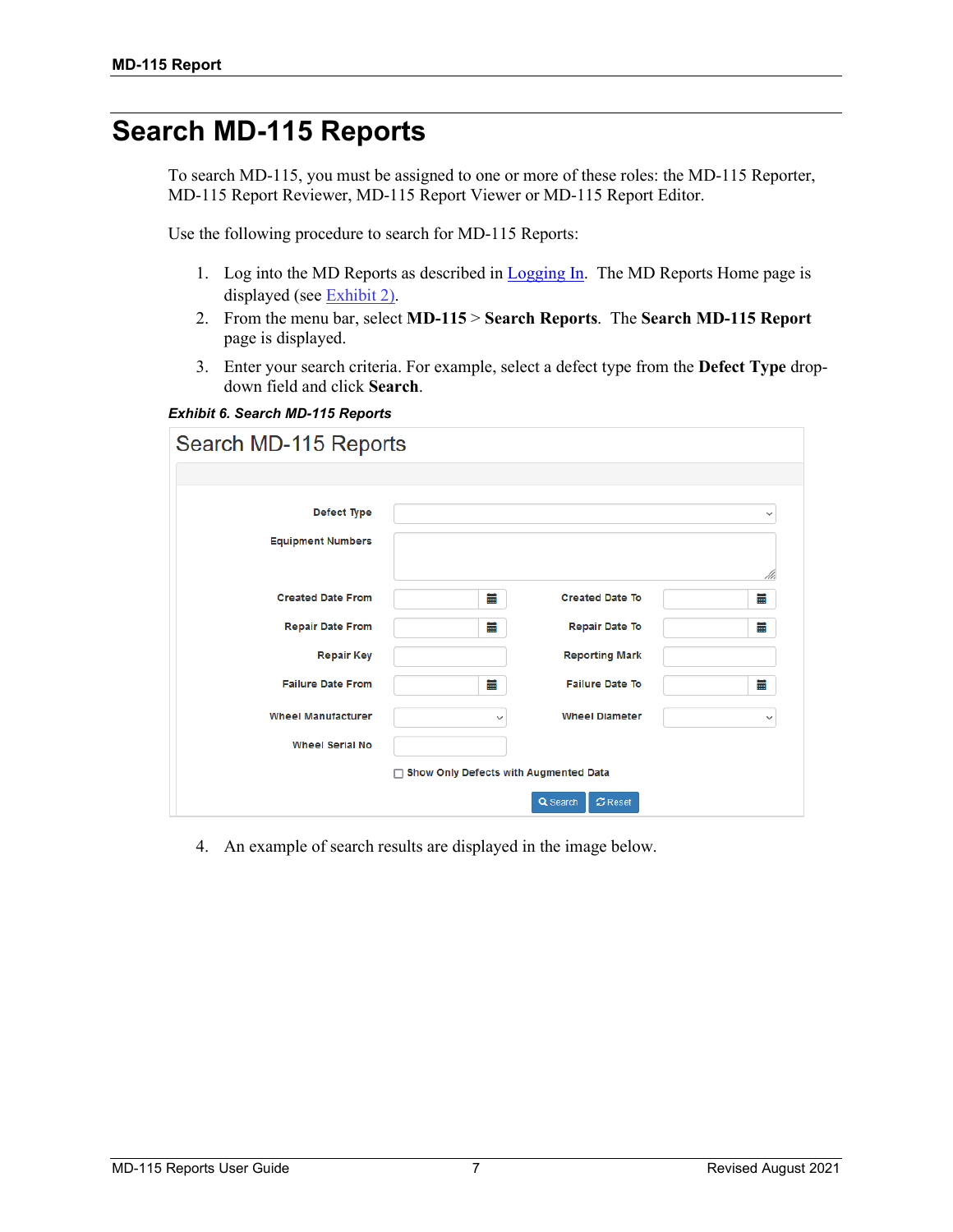# Search MD-115 Reports

To search MD-115, you must be assigned to one or more of these roles: the MD-115 Reporter, MD-115 Report Reviewer, MD-115 Report Viewer or MD-115 Report Editor.

Use the following procedure to search for MD-115 Reports:

1. Log into the MD Reports as described in Logging In. The MD Reports Home page is displayed (see Exhibit 2).
2. From the menu bar, select **MD-115** > **Search Reports**. The **Search MD-115 Report** page is displayed.
3. Enter your search criteria. For example, select a defect type from the **Defect Type** drop-down field and click **Search**.

***Exhibit 6. Search MD-115 Reports***

Search MD-115 Reports

Defect Type

Equipment Numbers

Created Date From | Created Date To

Repair Date From | Repair Date To

Repair Key | Reporting Mark

Failure Date From | Failure Date To

Wheel Manufacturer | Wheel Diameter

Wheel Serial No

Show Only Defects with Augmented Data

Search | Reset

4. An example of search results are displayed in the image below.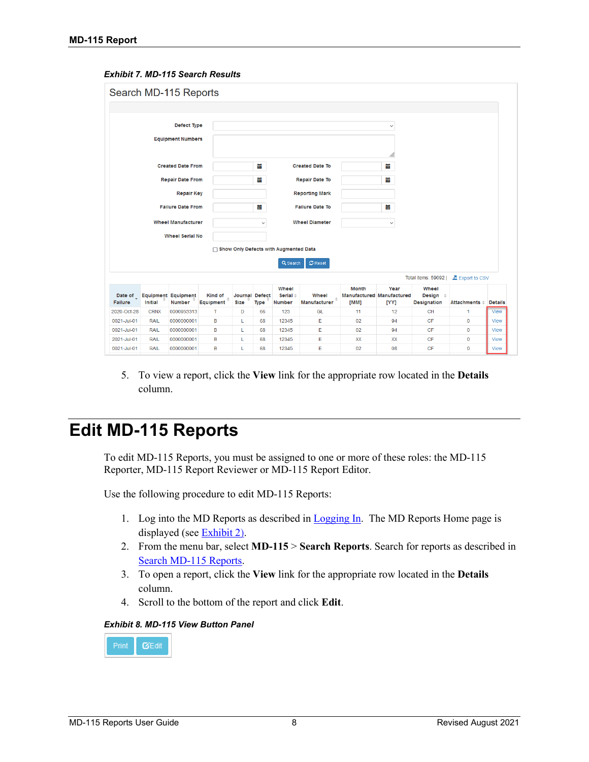**Exhibit 7. MD-115 Search Results**

Search MD-115 Reports

Defect Type

Equipment Numbers

Created Date From | Created Date To

Repair Date From | Repair Date To

Repair Key | Reporting Mark

Failure Date From | Failure Date To

Wheel Manufacturer | Wheel Diameter

Wheel Serial No

Show Only Defects with Augmented Data

Search | Reset

Total items: 59092 | Export to CSV

| Date of Failure | Equipment Initial | Equipment Number | Kind of Equipment | Journal Size | Defect Type | Wheel Serial Number | Wheel Manufacturer | Month Manufactured [MM] | Year Manufactured [YY] | Wheel Design Designation | Attachments | Details |
|---|---|---|---|---|---|---|---|---|---|---|---|---|
| 2020-Oct-28 | CRNX | 0000953313 | T | D | 66 | 123 | GL | 11 | 12 | CH | 1 | View |
| 0021-Jul-01 | RAIL | 0000000001 | B | L | 68 | 12345 | E | 02 | 94 | CF | 0 | View |
| 0021-Jul-01 | RAIL | 0000000001 | B | L | 68 | 12345 | E | 02 | 94 | CF | 0 | View |
| 2021-Jul-01 | RAIL | 0000000001 | B | L | 68 | 12345 | E | XX | XX | CF | 0 | View |
| 0021-Jul-01 | RAIL | 0000000001 | B | L | 68 | 12345 | E | 02 | 08 | CF | 0 | View |

5. To view a report, click the **View** link for the appropriate row located in the **Details** column.

# Edit MD-115 Reports

To edit MD-115 Reports, you must be assigned to one or more of these roles: the MD-115 Reporter, MD-115 Report Reviewer or MD-115 Report Editor.

Use the following procedure to edit MD-115 Reports:

1. Log into the MD Reports as described in Logging In. The MD Reports Home page is displayed (see Exhibit 2).
2. From the menu bar, select **MD-115** > **Search Reports**. Search for reports as described in Search MD-115 Reports.
3. To open a report, click the **View** link for the appropriate row located in the **Details** column.
4. Scroll to the bottom of the report and click **Edit**.

**Exhibit 8. MD-115 View Button Panel**

Print | Edit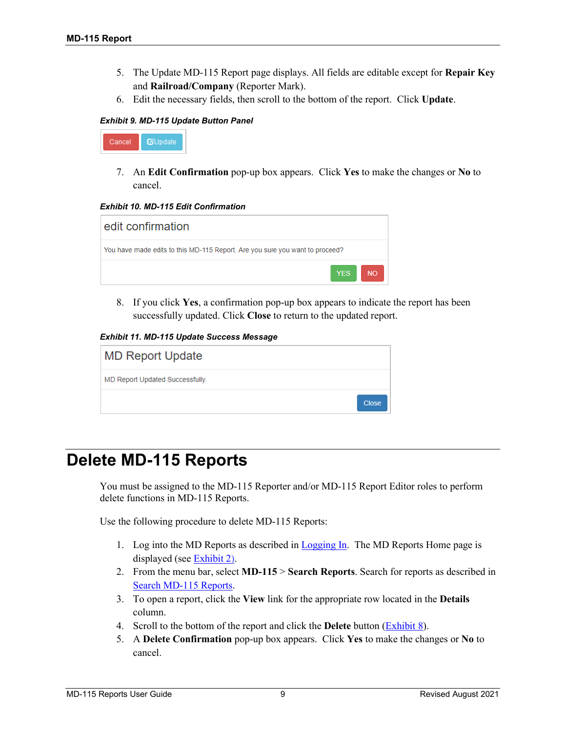5. The Update MD-115 Report page displays. All fields are editable except for **Repair Key** and **Railroad/Company** (Reporter Mark).
6. Edit the necessary fields, then scroll to the bottom of the report. Click **Update**.

***Exhibit 9. MD-115 Update Button Panel***

Cancel | Update

7. An **Edit Confirmation** pop-up box appears. Click **Yes** to make the changes or **No** to cancel.

***Exhibit 10. MD-115 Edit Confirmation***

edit confirmation

You have made edits to this MD-115 Report. Are you sure you want to proceed?

YES | NO

8. If you click **Yes**, a confirmation pop-up box appears to indicate the report has been successfully updated. Click **Close** to return to the updated report.

***Exhibit 11. MD-115 Update Success Message***

MD Report Update

MD Report Updated Successfully.

Close

# Delete MD-115 Reports

You must be assigned to the MD-115 Reporter and/or MD-115 Report Editor roles to perform delete functions in MD-115 Reports.

Use the following procedure to delete MD-115 Reports:

1. Log into the MD Reports as described in Logging In. The MD Reports Home page is displayed (see Exhibit 2).
2. From the menu bar, select **MD-115** > **Search Reports**. Search for reports as described in Search MD-115 Reports.
3. To open a report, click the **View** link for the appropriate row located in the **Details** column.
4. Scroll to the bottom of the report and click the **Delete** button (Exhibit 8).
5. A **Delete Confirmation** pop-up box appears. Click **Yes** to make the changes or **No** to cancel.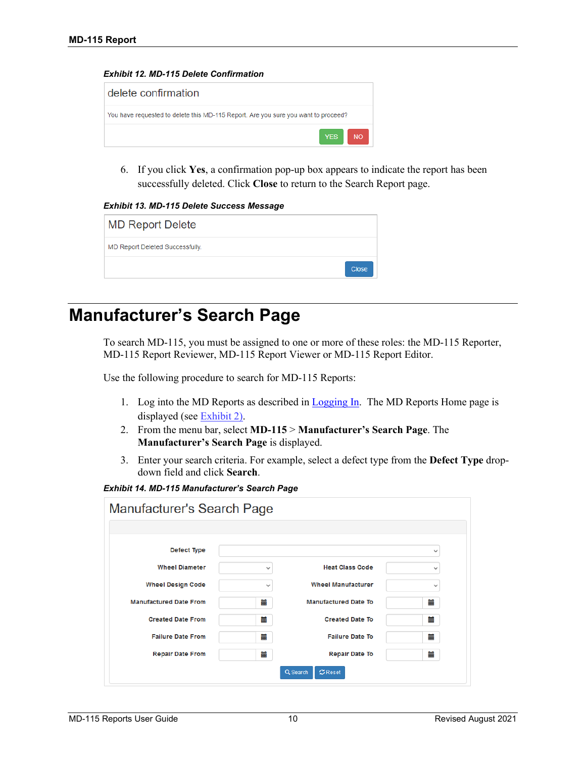***Exhibit 12. MD-115 Delete Confirmation***

delete confirmation

You have requested to delete this MD-115 Report. Are you sure you want to proceed?

YES NO

6. If you click **Yes**, a confirmation pop-up box appears to indicate the report has been successfully deleted. Click **Close** to return to the Search Report page.

***Exhibit 13. MD-115 Delete Success Message***

MD Report Delete

MD Report Deleted Successfully.

Close

# Manufacturer's Search Page

To search MD-115, you must be assigned to one or more of these roles: the MD-115 Reporter, MD-115 Report Reviewer, MD-115 Report Viewer or MD-115 Report Editor.

Use the following procedure to search for MD-115 Reports:

1. Log into the MD Reports as described in Logging In. The MD Reports Home page is displayed (see Exhibit 2).
2. From the menu bar, select **MD-115** > **Manufacturer's Search Page**. The **Manufacturer's Search Page** is displayed.
3. Enter your search criteria. For example, select a defect type from the **Defect Type** drop-down field and click **Search**.

***Exhibit 14. MD-115 Manufacturer's Search Page***

Manufacturer's Search Page

| Field | | Field | |
|---|---|---|---|
| Defect Type | | | |
| Wheel Diameter | | Heat Class Code | |
| Wheel Design Code | | Wheel Manufacturer | |
| Manufactured Date From | | Manufactured Date To | |
| Created Date From | | Created Date To | |
| Failure Date From | | Failure Date To | |
| Repair Date From | | Repair Date To | |

Search Reset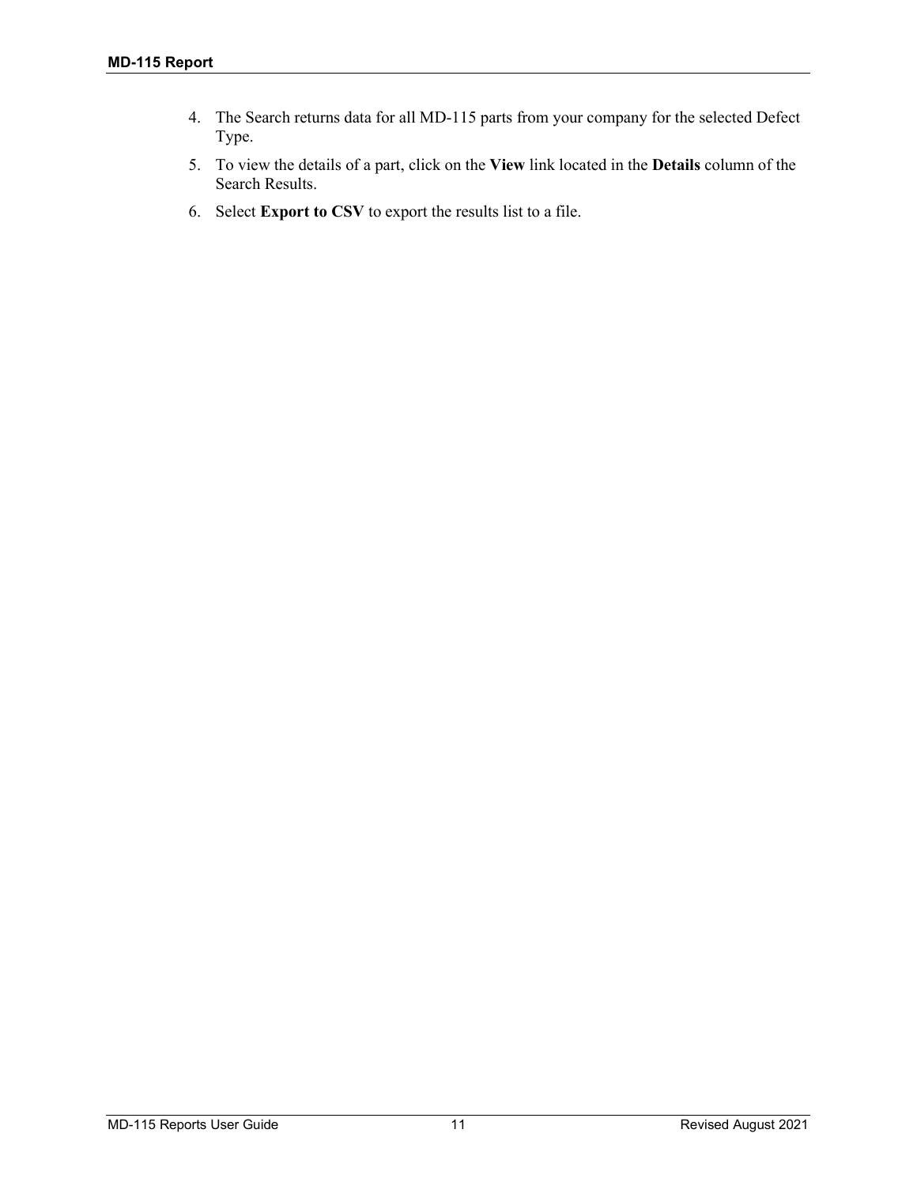4. The Search returns data for all MD-115 parts from your company for the selected Defect Type.
5. To view the details of a part, click on the **View** link located in the **Details** column of the Search Results.
6. Select **Export to CSV** to export the results list to a file.